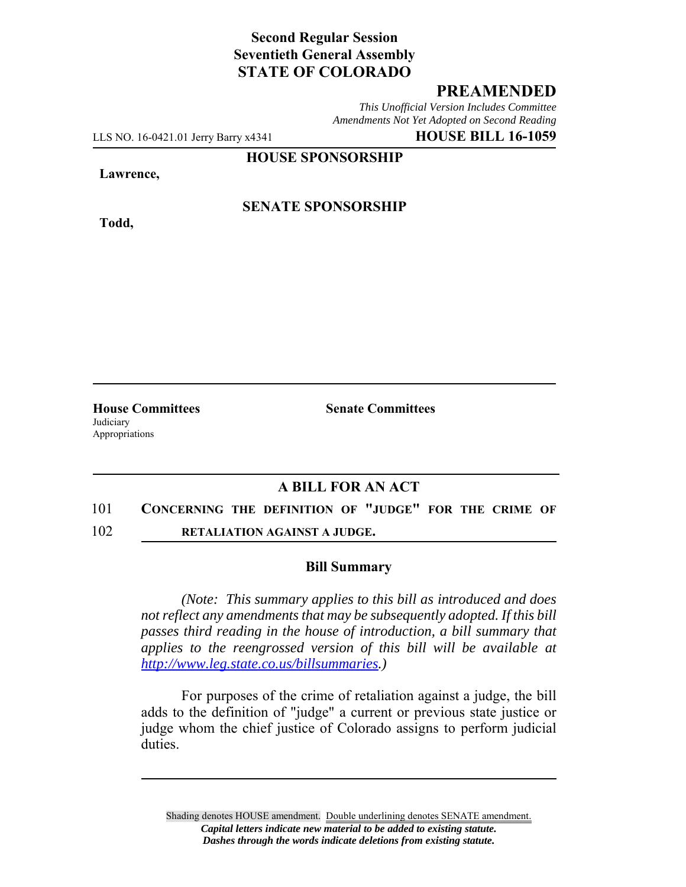**Second Regular Session**
**Seventieth General Assembly**
**STATE OF COLORADO**

# PREAMENDED

*This Unofficial Version Includes Committee Amendments Not Yet Adopted on Second Reading*

LLS NO. 16-0421.01 Jerry Barry x4341 **HOUSE BILL 16-1059**

**HOUSE SPONSORSHIP**

**Lawrence,**

**SENATE SPONSORSHIP**

**Todd,**

**House Committees**
Judiciary
Appropriations

**Senate Committees**

## A BILL FOR AN ACT

101 **CONCERNING THE DEFINITION OF "JUDGE" FOR THE CRIME OF**
102 **RETALIATION AGAINST A JUDGE.**

### Bill Summary

*(Note: This summary applies to this bill as introduced and does not reflect any amendments that may be subsequently adopted. If this bill passes third reading in the house of introduction, a bill summary that applies to the reengrossed version of this bill will be available at http://www.leg.state.co.us/billsummaries.)*

For purposes of the crime of retaliation against a judge, the bill adds to the definition of "judge" a current or previous state justice or judge whom the chief justice of Colorado assigns to perform judicial duties.

Shading denotes HOUSE amendment. Double underlining denotes SENATE amendment.
*Capital letters indicate new material to be added to existing statute.*
*Dashes through the words indicate deletions from existing statute.*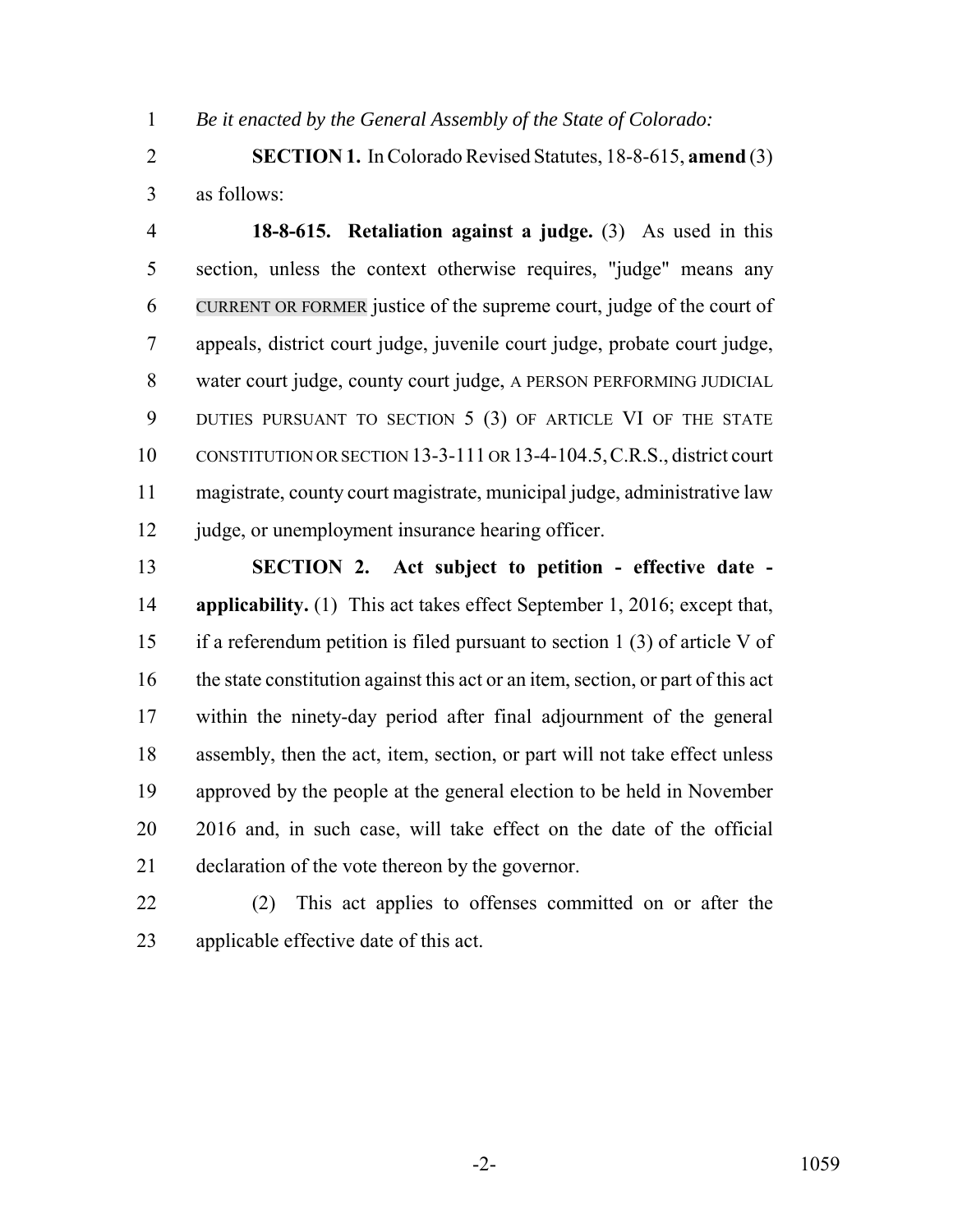*Be it enacted by the General Assembly of the State of Colorado:*

**SECTION 1.** In Colorado Revised Statutes, 18-8-615, **amend** (3) as follows:

**18-8-615. Retaliation against a judge.** (3) As used in this section, unless the context otherwise requires, "judge" means any CURRENT OR FORMER justice of the supreme court, judge of the court of appeals, district court judge, juvenile court judge, probate court judge, water court judge, county court judge, A PERSON PERFORMING JUDICIAL DUTIES PURSUANT TO SECTION 5 (3) OF ARTICLE VI OF THE STATE CONSTITUTION OR SECTION 13-3-111 OR 13-4-104.5, C.R.S., district court magistrate, county court magistrate, municipal judge, administrative law judge, or unemployment insurance hearing officer.

**SECTION 2. Act subject to petition - effective date - applicability.** (1) This act takes effect September 1, 2016; except that, if a referendum petition is filed pursuant to section 1 (3) of article V of the state constitution against this act or an item, section, or part of this act within the ninety-day period after final adjournment of the general assembly, then the act, item, section, or part will not take effect unless approved by the people at the general election to be held in November 2016 and, in such case, will take effect on the date of the official declaration of the vote thereon by the governor.

(2) This act applies to offenses committed on or after the applicable effective date of this act.